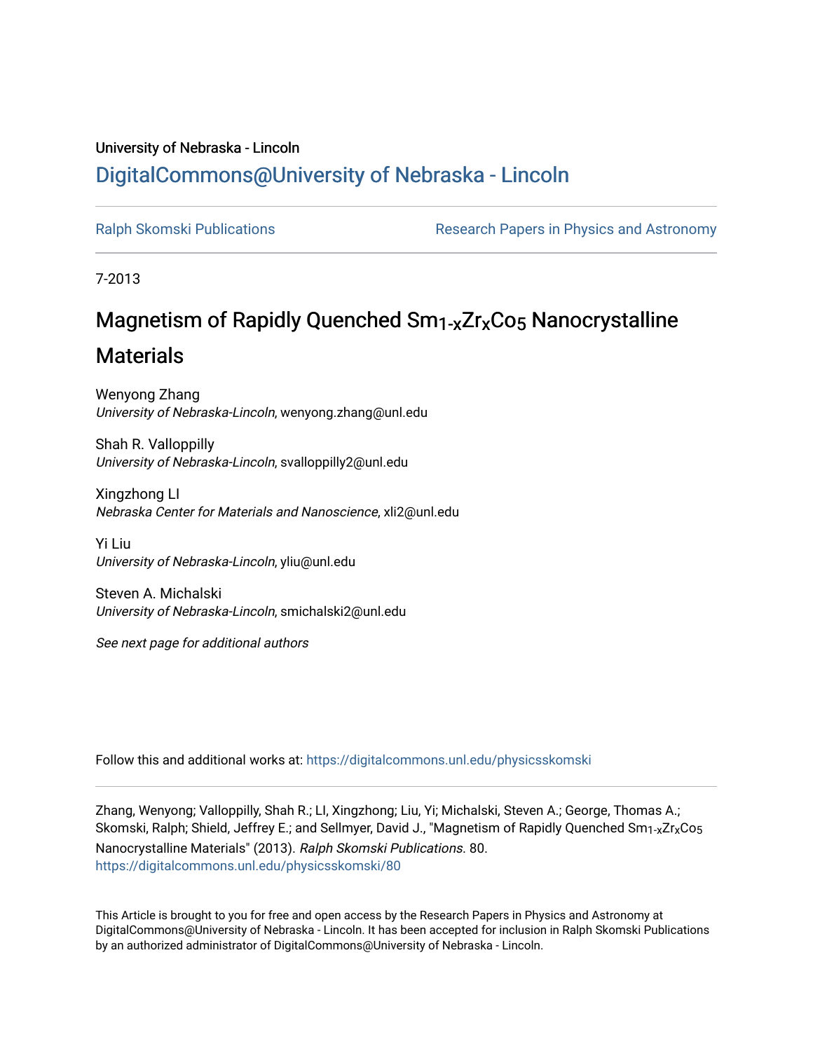University of Nebraska - Lincoln

# DigitalCommons@University of Nebraska - Lincoln

Ralph Skomski Publications | Research Papers in Physics and Astronomy

7-2013

# Magnetism of Rapidly Quenched $Sm_{1-x}Zr_xCo_5$ Nanocrystalline Materials

Wenyong Zhang
*University of Nebraska-Lincoln*, wenyong.zhang@unl.edu

Shah R. Valloppilly
*University of Nebraska-Lincoln*, svalloppilly2@unl.edu

Xingzhong LI
*Nebraska Center for Materials and Nanoscience*, xli2@unl.edu

Yi Liu
*University of Nebraska-Lincoln*, yliu@unl.edu

Steven A. Michalski
*University of Nebraska-Lincoln*, smichalski2@unl.edu

*See next page for additional authors*

Follow this and additional works at: https://digitalcommons.unl.edu/physicsskomski

Zhang, Wenyong; Valloppilly, Shah R.; LI, Xingzhong; Liu, Yi; Michalski, Steven A.; George, Thomas A.; Skomski, Ralph; Shield, Jeffrey E.; and Sellmyer, David J., "Magnetism of Rapidly Quenched $Sm_{1-x}Zr_xCo_5$ Nanocrystalline Materials" (2013). *Ralph Skomski Publications*. 80.
https://digitalcommons.unl.edu/physicsskomski/80

This Article is brought to you for free and open access by the Research Papers in Physics and Astronomy at DigitalCommons@University of Nebraska - Lincoln. It has been accepted for inclusion in Ralph Skomski Publications by an authorized administrator of DigitalCommons@University of Nebraska - Lincoln.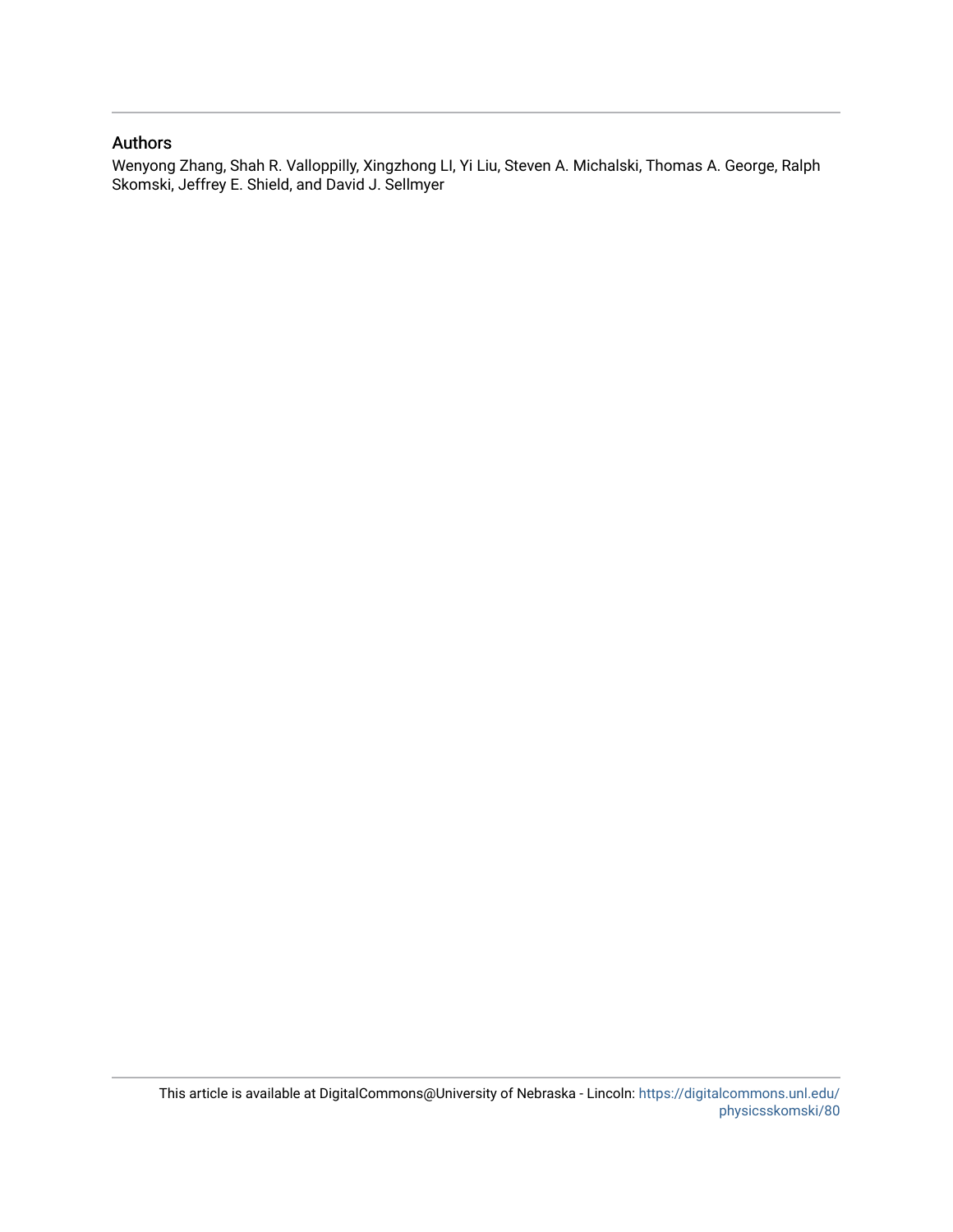## Authors

Wenyong Zhang, Shah R. Valloppilly, Xingzhong LI, Yi Liu, Steven A. Michalski, Thomas A. George, Ralph Skomski, Jeffrey E. Shield, and David J. Sellmyer

This article is available at DigitalCommons@University of Nebraska - Lincoln: https://digitalcommons.unl.edu/physicsskomski/80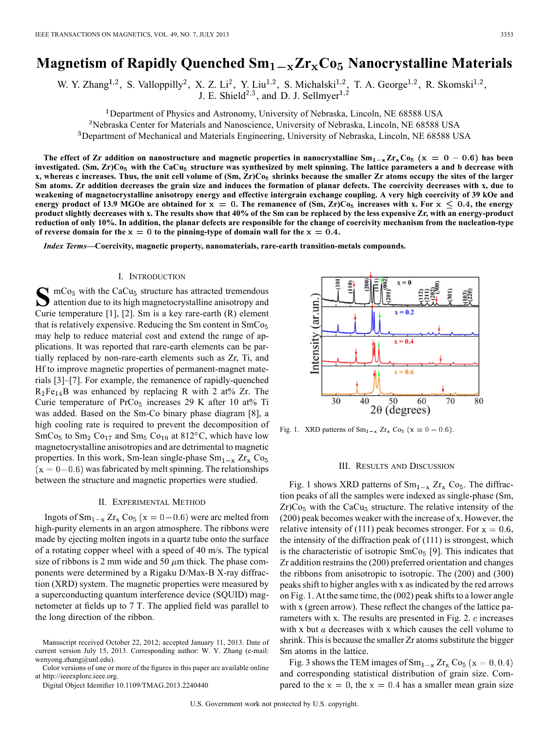# Magnetism of Rapidly Quenched $Sm_{1-x}Zr_xCo_5$ Nanocrystalline Materials

W. Y. Zhang[1,2], S. Valloppilly[2], X. Z. Li[2], Y. Liu[1,2], S. Michalski[1,2], T. A. George[1,2], R. Skomski[1,2], J. E. Shield[2,3], and D. J. Sellmyer[1,2]

[1]Department of Physics and Astronomy, University of Nebraska, Lincoln, NE 68588 USA
[2]Nebraska Center for Materials and Nanoscience, University of Nebraska, Lincoln, NE 68588 USA
[3]Department of Mechanical and Materials Engineering, University of Nebraska, Lincoln, NE 68588 USA

**The effect of Zr addition on nanostructure and magnetic properties in nanocrystalline $Sm_{1-x}Zr_xCo_5$ ($x = 0 - 0.6$) has been investigated. (Sm, Zr)$Co_5$ with the $CaCu_5$ structure was synthesized by melt spinning. The lattice parameters a and b decrease with x, whereas c increases. Thus, the unit cell volume of (Sm, Zr)$Co_5$ shrinks because the smaller Zr atoms occupy the sites of the larger Sm atoms. Zr addition decreases the grain size and induces the formation of planar defects. The coercivity decreases with x, due to weakening of magnetocrystalline anisotropy energy and effective intergrain exchange coupling. A very high coercivity of 39 kOe and energy product of 13.9 MGOe are obtained for $x = 0$. The remanence of (Sm, Zr)$Co_5$ increases with x. For $x \leq 0.4$, the energy product slightly decreases with x. The results show that 40% of the Sm can be replaced by the less expensive Zr, with an energy-product reduction of only 10%. In addition, the planar defects are responsible for the change of coercivity mechanism from the nucleation-type of reverse domain for the $x = 0$ to the pinning-type of domain wall for the $x = 0.4$.**

***Index Terms*—Coercivity, magnetic property, nanomaterials, rare-earth transition-metals compounds.**

## I. Introduction

$SmCo_5$ with the $CaCu_5$ structure has attracted tremendous attention due to its high magnetocrystalline anisotropy and Curie temperature [1], [2]. Sm is a key rare-earth (R) element that is relatively expensive. Reducing the Sm content in $SmCo_5$ may help to reduce material cost and extend the range of applications. It was reported that rare-earth elements can be partially replaced by non-rare-earth elements such as Zr, Ti, and Hf to improve magnetic properties of permanent-magnet materials [3]–[7]. For example, the remanence of rapidly-quenched $R_2Fe_{14}B$ was enhanced by replacing R with 2 at% Zr. The Curie temperature of $PrCo_5$ increases 29 K after 10 at% Ti was added. Based on the Sm-Co binary phase diagram [8], a high cooling rate is required to prevent the decomposition of $SmCo_5$ to $Sm_2Co_{17}$ and $Sm_5Co_{19}$ at 812°C, which have low magnetocrystalline anisotropies and are detrimental to magnetic properties. In this work, Sm-lean single-phase $Sm_{1-x}Zr_xCo_5$ ($x = 0-0.6$) was fabricated by melt spinning. The relationships between the structure and magnetic properties were studied.

## II. Experimental Method

Ingots of $Sm_{1-x}Zr_xCo_5$ ($x = 0-0.6$) were arc melted from high-purity elements in an argon atmosphere. The ribbons were made by ejecting molten ingots in a quartz tube onto the surface of a rotating copper wheel with a speed of 40 m/s. The typical size of ribbons is 2 mm wide and 50 $\mu$m thick. The phase components were determined by a Rigaku D/Max-B X-ray diffraction (XRD) system. The magnetic properties were measured by a superconducting quantum interference device (SQUID) magnetometer at fields up to 7 T. The applied field was parallel to the long direction of the ribbon.

Manuscript received October 22, 2012; accepted January 11, 2013. Date of current version July 15, 2013. Corresponding author: W. Y. Zhang (e-mail: wenyong.zhang@unl.edu).

Color versions of one or more of the figures in this paper are available online at http://ieeexplore.ieee.org.

Digital Object Identifier 10.1109/TMAG.2013.2240440

Fig. 1. XRD patterns of $Sm_{1-x}Zr_xCo_5$ ($x = 0-0.6$).

## III. Results and Discussion

Fig. 1 shows XRD patterns of $Sm_{1-x}Zr_xCo_5$. The diffraction peaks of all the samples were indexed as single-phase (Sm, Zr)$Co_5$ with the $CaCu_5$ structure. The relative intensity of the (200) peak becomes weaker with the increase of x. However, the relative intensity of (111) peak becomes stronger. For $x = 0.6$, the intensity of the diffraction peak of (111) is strongest, which is the characteristic of isotropic $SmCo_5$ [9]. This indicates that Zr addition restrains the (200) preferred orientation and changes the ribbons from anisotropic to isotropic. The (200) and (300) peaks shift to higher angles with x as indicated by the red arrows on Fig. 1. At the same time, the (002) peak shifts to a lower angle with x (green arrow). These reflect the changes of the lattice parameters with x. The results are presented in Fig. 2. $c$ increases with x but $a$ decreases with x which causes the cell volume to shrink. This is because the smaller Zr atoms substitute the bigger Sm atoms in the lattice.

Fig. 3 shows the TEM images of $Sm_{1-x}Zr_xCo_5$ ($x = 0, 0.4$) and corresponding statistical distribution of grain size. Compared to the $x = 0$, the $x = 0.4$ has a smaller mean grain size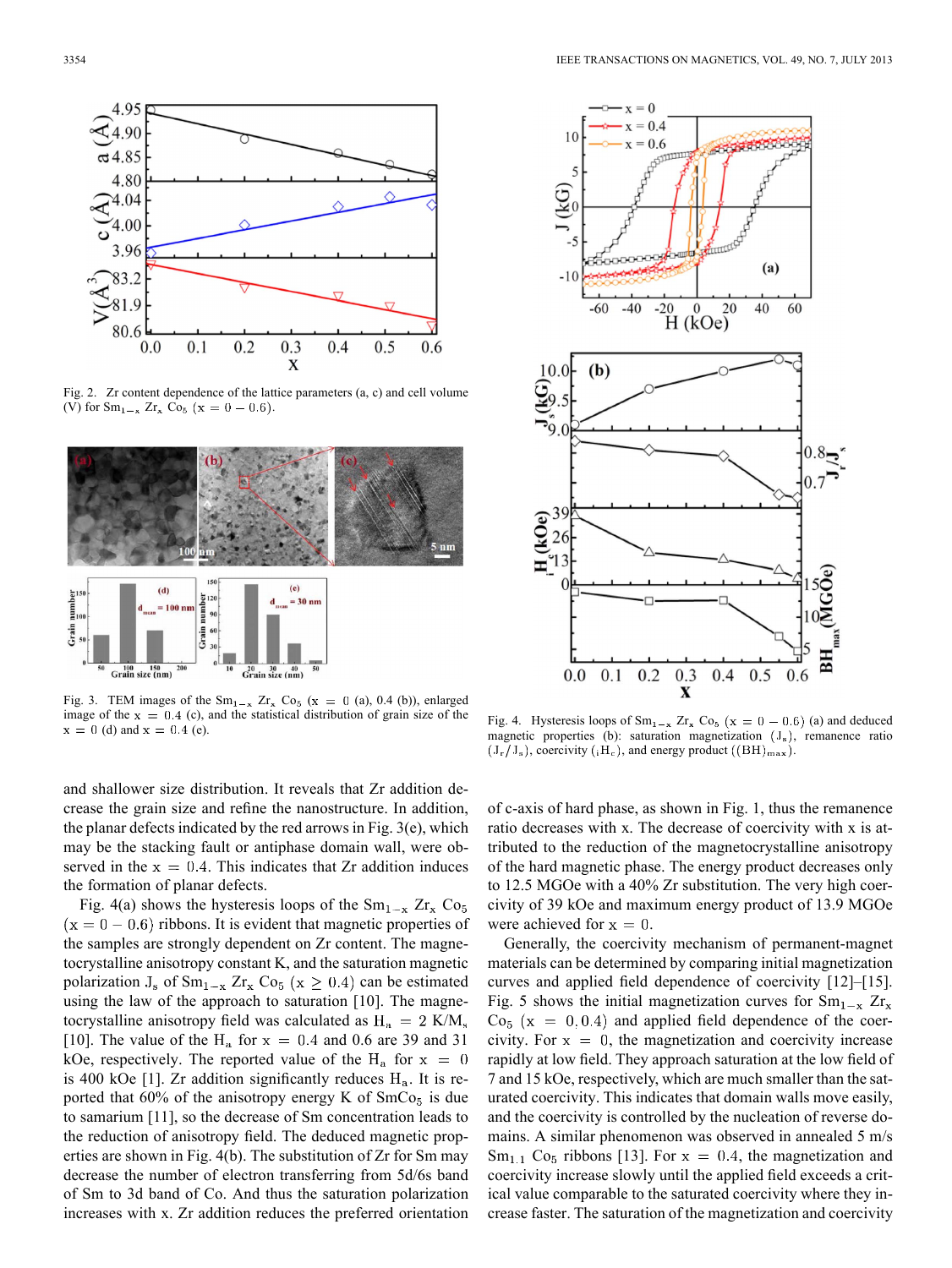Fig. 2. Zr content dependence of the lattice parameters (a, c) and cell volume (V) for $Sm_{1-x}$ $Zr_x$ $Co_5$ $(x = 0-0.6)$.

Fig. 3. TEM images of the $Sm_{1-x}$ $Zr_x$ $Co_5$ $(x = 0$ (a), 0.4 (b)), enlarged image of the $x = 0.4$ (c), and the statistical distribution of grain size of the $x = 0$ (d) and $x = 0.4$ (e).

Fig. 4. Hysteresis loops of $Sm_{1-x}$ $Zr_x$ $Co_5$ $(x = 0-0.6)$ (a) and deduced magnetic properties (b): saturation magnetization $(J_s)$, remanence ratio $(J_r/J_s)$, coercivity $({}_iH_c)$, and energy product $((BH)_{max})$.

and shallower size distribution. It reveals that Zr addition decrease the grain size and refine the nanostructure. In addition, the planar defects indicated by the red arrows in Fig. 3(e), which may be the stacking fault or antiphase domain wall, were observed in the $x = 0.4$. This indicates that Zr addition induces the formation of planar defects.

Fig. 4(a) shows the hysteresis loops of the $Sm_{1-x}$ $Zr_x$ $Co_5$ $(x = 0-0.6)$ ribbons. It is evident that magnetic properties of the samples are strongly dependent on Zr content. The magnetocrystalline anisotropy constant K, and the saturation magnetic polarization $J_s$ of $Sm_{1-x}$ $Zr_x$ $Co_5$ $(x \geq 0.4)$ can be estimated using the law of the approach to saturation [10]. The magnetocrystalline anisotropy field was calculated as $H_a = 2\ K/M_s$ [10]. The value of the $H_a$ for $x = 0.4$ and 0.6 are 39 and 31 kOe, respectively. The reported value of the $H_a$ for $x = 0$ is 400 kOe [1]. Zr addition significantly reduces $H_a$. It is reported that 60% of the anisotropy energy K of $SmCo_5$ is due to samarium [11], so the decrease of Sm concentration leads to the reduction of anisotropy field. The deduced magnetic properties are shown in Fig. 4(b). The substitution of Zr for Sm may decrease the number of electron transferring from 5d/6s band of Sm to 3d band of Co. And thus the saturation polarization increases with x. Zr addition reduces the preferred orientation of c-axis of hard phase, as shown in Fig. 1, thus the remanence ratio decreases with x. The decrease of coercivity with x is attributed to the reduction of the magnetocrystalline anisotropy of the hard magnetic phase. The energy product decreases only to 12.5 MGOe with a 40% Zr substitution. The very high coercivity of 39 kOe and maximum energy product of 13.9 MGOe were achieved for $x = 0$.

Generally, the coercivity mechanism of permanent-magnet materials can be determined by comparing initial magnetization curves and applied field dependence of coercivity [12]–[15]. Fig. 5 shows the initial magnetization curves for $Sm_{1-x}$ $Zr_x$ $Co_5$ $(x = 0, 0.4)$ and applied field dependence of the coercivity. For $x = 0$, the magnetization and coercivity increase rapidly at low field. They approach saturation at the low field of 7 and 15 kOe, respectively, which are much smaller than the saturated coercivity. This indicates that domain walls move easily, and the coercivity is controlled by the nucleation of reverse domains. A similar phenomenon was observed in annealed 5 m/s $Sm_{1.1}$ $Co_5$ ribbons [13]. For $x = 0.4$, the magnetization and coercivity increase slowly until the applied field exceeds a critical value comparable to the saturated coercivity where they increase faster. The saturation of the magnetization and coercivity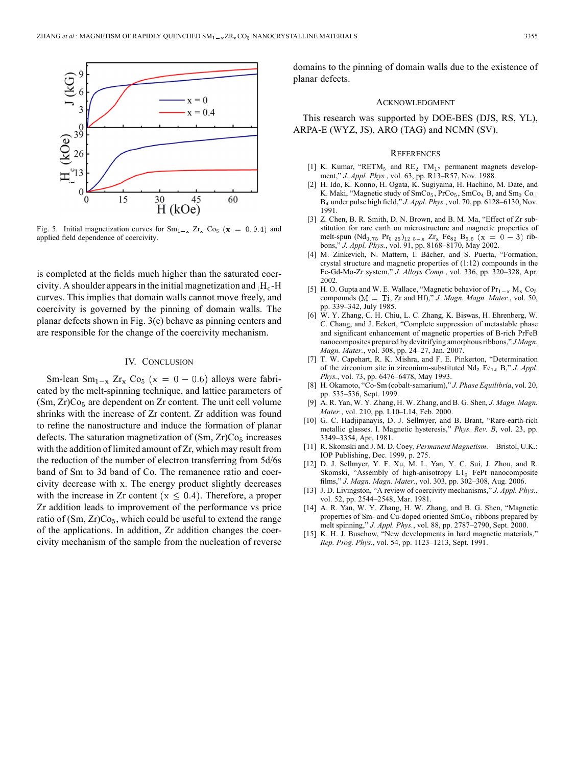J (kG)

9

6

3

0

x = 0

x = 0.4

$_iH_c$ (kOe)

39

26

13

0

0 15 30 45 60

H (kOe)

Fig. 5. Initial magnetization curves for $Sm_{1-x}Zr_xCo_5$ ($x = 0, 0.4$) and applied field dependence of coercivity.

is completed at the fields much higher than the saturated coercivity. A shoulder appears in the initial magnetization and $_iH_c$-H curves. This implies that domain walls cannot move freely, and coercivity is governed by the pinning of domain walls. The planar defects shown in Fig. 3(e) behave as pinning centers and are responsible for the change of the coercivity mechanism.

## IV. Conclusion

Sm-lean $Sm_{1-x}Zr_xCo_5$ ($x = 0 - 0.6$) alloys were fabricated by the melt-spinning technique, and lattice parameters of (Sm, Zr)$Co_5$ are dependent on Zr content. The unit cell volume shrinks with the increase of Zr content. Zr addition was found to refine the nanostructure and induce the formation of planar defects. The saturation magnetization of (Sm, Zr)$Co_5$ increases with the addition of limited amount of Zr, which may result from the reduction of the number of electron transferring from 5d/6s band of Sm to 3d band of Co. The remanence ratio and coercivity decrease with x. The energy product slightly decreases with the increase in Zr content ($x \leq 0.4$). Therefore, a proper Zr addition leads to improvement of the performance vs price ratio of (Sm, Zr)$Co_5$, which could be useful to extend the range of the applications. In addition, Zr addition changes the coercivity mechanism of the sample from the nucleation of reverse domains to the pinning of domain walls due to the existence of planar defects.

## Acknowledgment

This research was supported by DOE-BES (DJS, RS, YL), ARPA-E (WYZ, JS), ARO (TAG) and NCMN (SV).

## References

[1] K. Kumar, "RETM$_5$ and RE$_2$ TM$_{17}$ permanent magnets development," *J. Appl. Phys.*, vol. 63, pp. R13–R57, Nov. 1988.

[2] H. Ido, K. Konno, H. Ogata, K. Sugiyama, H. Hachino, M. Date, and K. Maki, "Magnetic study of $SmCo_5$, $PrCo_5$, $SmCo_4$ B, and $Sm_3Co_{11}B_4$ under pulse high field," *J. Appl. Phys.*, vol. 70, pp. 6128–6130, Nov. 1991.

[3] Z. Chen, B. R. Smith, D. N. Brown, and B. M. Ma, "Effect of Zr substitution for rare earth on microstructure and magnetic properties of melt-spun $(Nd_{0.75}Pr_{0.25})_{12.5-x}Zr_xFe_{82}B_{5.5}$ ($x = 0 - 3$) ribbons," *J. Appl. Phys.*, vol. 91, pp. 8168–8170, May 2002.

[4] M. Zinkevich, N. Mattern, I. Bächer, and S. Puerta, "Formation, crystal structure and magnetic properties of (1:12) compounds in the Fe-Gd-Mo-Zr system," *J. Alloys Comp.*, vol. 336, pp. 320–328, Apr. 2002.

[5] H. O. Gupta and W. E. Wallace, "Magnetic behavior of $Pr_{1-x}M_xCo_5$ compounds (M = Ti, Zr and Hf)," *J. Magn. Magn. Mater.*, vol. 50, pp. 339–342, July 1985.

[6] W. Y. Zhang, C. H. Chiu, L. C. Zhang, K. Biswas, H. Ehrenberg, W. C. Chang, and J. Eckert, "Complete suppression of metastable phase and significant enhancement of magnetic properties of B-rich PrFeB nanocomposites prepared by devitrifying amorphous ribbons," *J Magn. Magn. Mater.*, vol. 308, pp. 24–27, Jan. 2007.

[7] T. W. Capehart, R. K. Mishra, and F. E. Pinkerton, "Determination of the zirconium site in zirconium-substituted $Nd_2Fe_{14}B$," *J. Appl. Phys.*, vol. 73, pp. 6476–6478, May 1993.

[8] H. Okamoto, "Co-Sm (cobalt-samarium)," *J. Phase Equilibria*, vol. 20, pp. 535–536, Sept. 1999.

[9] A. R. Yan, W. Y. Zhang, H. W. Zhang, and B. G. Shen, *J. Magn. Magn. Mater.*, vol. 210, pp. L10–L14, Feb. 2000.

[10] G. C. Hadjipanayis, D. J. Sellmyer, and B. Brant, "Rare-earth-rich metallic glasses. I. Magnetic hysteresis," *Phys. Rev. B*, vol. 23, pp. 3349–3354, Apr. 1981.

[11] R. Skomski and J. M. D. Coey, *Permanent Magnetism*. Bristol, U.K.: IOP Publishing, Dec. 1999, p. 275.

[12] D. J. Sellmyer, Y. F. Xu, M. L. Yan, Y. C. Sui, J. Zhou, and R. Skomski, "Assembly of high-anisotropy $L1_0$ FePt nanocomposite films," *J. Magn. Magn. Mater.*, vol. 303, pp. 302–308, Aug. 2006.

[13] J. D. Livingston, "A review of coercivity mechanisms," *J. Appl. Phys.*, vol. 52, pp. 2544–2548, Mar. 1981.

[14] A. R. Yan, W. Y. Zhang, H. W. Zhang, and B. G. Shen, "Magnetic properties of Sm- and Cu-doped oriented $SmCo_5$ ribbons prepared by melt spinning," *J. Appl. Phys.*, vol. 88, pp. 2787–2790, Sept. 2000.

[15] K. H. J. Buschow, "New developments in hard magnetic materials," *Rep. Prog. Phys.*, vol. 54, pp. 1123–1213, Sept. 1991.